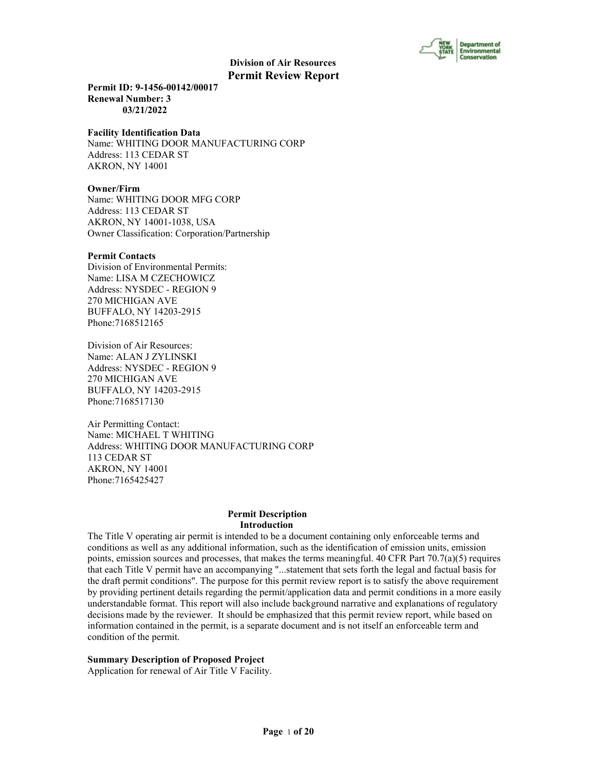## Division of Air Resources
# Permit Review Report

**Permit ID: 9-1456-00142/00017**
**Renewal Number: 3**
**03/21/2022**

**Facility Identification Data**
Name: WHITING DOOR MANUFACTURING CORP
Address: 113 CEDAR ST
AKRON, NY 14001

**Owner/Firm**
Name: WHITING DOOR MFG CORP
Address: 113 CEDAR ST
AKRON, NY 14001-1038, USA
Owner Classification: Corporation/Partnership

**Permit Contacts**
Division of Environmental Permits:
Name: LISA M CZECHOWICZ
Address: NYSDEC - REGION 9
270 MICHIGAN AVE
BUFFALO, NY 14203-2915
Phone:7168512165

Division of Air Resources:
Name: ALAN J ZYLINSKI
Address: NYSDEC - REGION 9
270 MICHIGAN AVE
BUFFALO, NY 14203-2915
Phone:7168517130

Air Permitting Contact:
Name: MICHAEL T WHITING
Address: WHITING DOOR MANUFACTURING CORP
113 CEDAR ST
AKRON, NY 14001
Phone:7165425427

## Permit Description
### Introduction

The Title V operating air permit is intended to be a document containing only enforceable terms and conditions as well as any additional information, such as the identification of emission units, emission points, emission sources and processes, that makes the terms meaningful. 40 CFR Part 70.7(a)(5) requires that each Title V permit have an accompanying "...statement that sets forth the legal and factual basis for the draft permit conditions". The purpose for this permit review report is to satisfy the above requirement by providing pertinent details regarding the permit/application data and permit conditions in a more easily understandable format. This report will also include background narrative and explanations of regulatory decisions made by the reviewer. It should be emphasized that this permit review report, while based on information contained in the permit, is a separate document and is not itself an enforceable term and condition of the permit.

**Summary Description of Proposed Project**
Application for renewal of Air Title V Facility.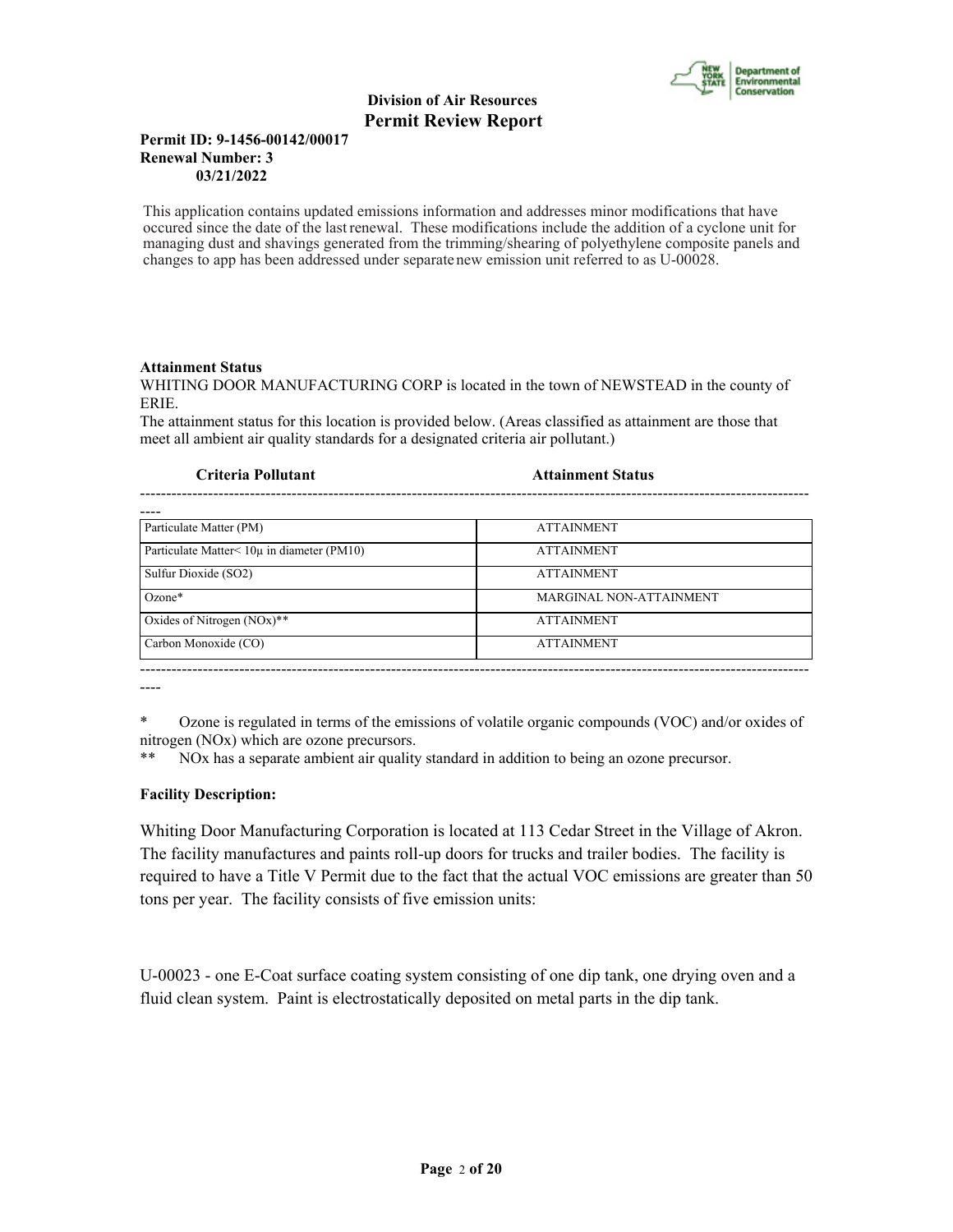**Division of Air Resources**
**Permit Review Report**

**Permit ID: 9-1456-00142/00017**
**Renewal Number: 3**
**03/21/2022**

This application contains updated emissions information and addresses minor modifications that have occured since the date of the last renewal. These modifications include the addition of a cyclone unit for managing dust and shavings generated from the trimming/shearing of polyethylene composite panels and changes to app has been addressed under separate new emission unit referred to as U-00028.

**Attainment Status**

WHITING DOOR MANUFACTURING CORP is located in the town of NEWSTEAD in the county of ERIE.

The attainment status for this location is provided below. (Areas classified as attainment are those that meet all ambient air quality standards for a designated criteria air pollutant.)

| Criteria Pollutant | Attainment Status |
|---|---|
| Particulate Matter (PM) | ATTAINMENT |
| Particulate Matter< 10μ in diameter (PM10) | ATTAINMENT |
| Sulfur Dioxide (SO2) | ATTAINMENT |
| Ozone* | MARGINAL NON-ATTAINMENT |
| Oxides of Nitrogen (NOx)** | ATTAINMENT |
| Carbon Monoxide (CO) | ATTAINMENT |

\* Ozone is regulated in terms of the emissions of volatile organic compounds (VOC) and/or oxides of nitrogen (NOx) which are ozone precursors.

\** NOx has a separate ambient air quality standard in addition to being an ozone precursor.

**Facility Description:**

Whiting Door Manufacturing Corporation is located at 113 Cedar Street in the Village of Akron. The facility manufactures and paints roll-up doors for trucks and trailer bodies. The facility is required to have a Title V Permit due to the fact that the actual VOC emissions are greater than 50 tons per year. The facility consists of five emission units:

U-00023 - one E-Coat surface coating system consisting of one dip tank, one drying oven and a fluid clean system. Paint is electrostatically deposited on metal parts in the dip tank.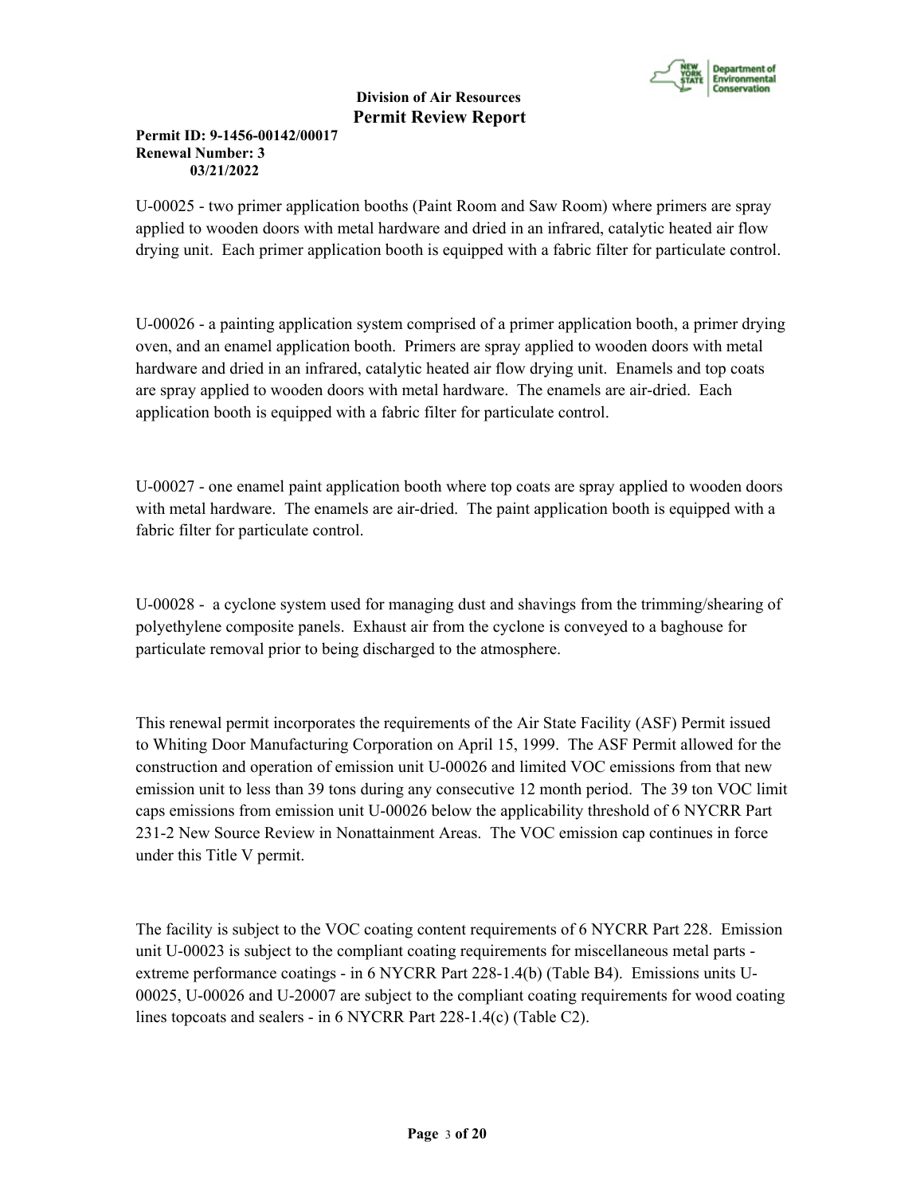U-00025 - two primer application booths (Paint Room and Saw Room) where primers are spray applied to wooden doors with metal hardware and dried in an infrared, catalytic heated air flow drying unit. Each primer application booth is equipped with a fabric filter for particulate control.

U-00026 - a painting application system comprised of a primer application booth, a primer drying oven, and an enamel application booth. Primers are spray applied to wooden doors with metal hardware and dried in an infrared, catalytic heated air flow drying unit. Enamels and top coats are spray applied to wooden doors with metal hardware. The enamels are air-dried. Each application booth is equipped with a fabric filter for particulate control.

U-00027 - one enamel paint application booth where top coats are spray applied to wooden doors with metal hardware. The enamels are air-dried. The paint application booth is equipped with a fabric filter for particulate control.

U-00028 - a cyclone system used for managing dust and shavings from the trimming/shearing of polyethylene composite panels. Exhaust air from the cyclone is conveyed to a baghouse for particulate removal prior to being discharged to the atmosphere.

This renewal permit incorporates the requirements of the Air State Facility (ASF) Permit issued to Whiting Door Manufacturing Corporation on April 15, 1999. The ASF Permit allowed for the construction and operation of emission unit U-00026 and limited VOC emissions from that new emission unit to less than 39 tons during any consecutive 12 month period. The 39 ton VOC limit caps emissions from emission unit U-00026 below the applicability threshold of 6 NYCRR Part 231-2 New Source Review in Nonattainment Areas. The VOC emission cap continues in force under this Title V permit.

The facility is subject to the VOC coating content requirements of 6 NYCRR Part 228. Emission unit U-00023 is subject to the compliant coating requirements for miscellaneous metal parts - extreme performance coatings - in 6 NYCRR Part 228-1.4(b) (Table B4). Emissions units U-00025, U-00026 and U-20007 are subject to the compliant coating requirements for wood coating lines topcoats and sealers - in 6 NYCRR Part 228-1.4(c) (Table C2).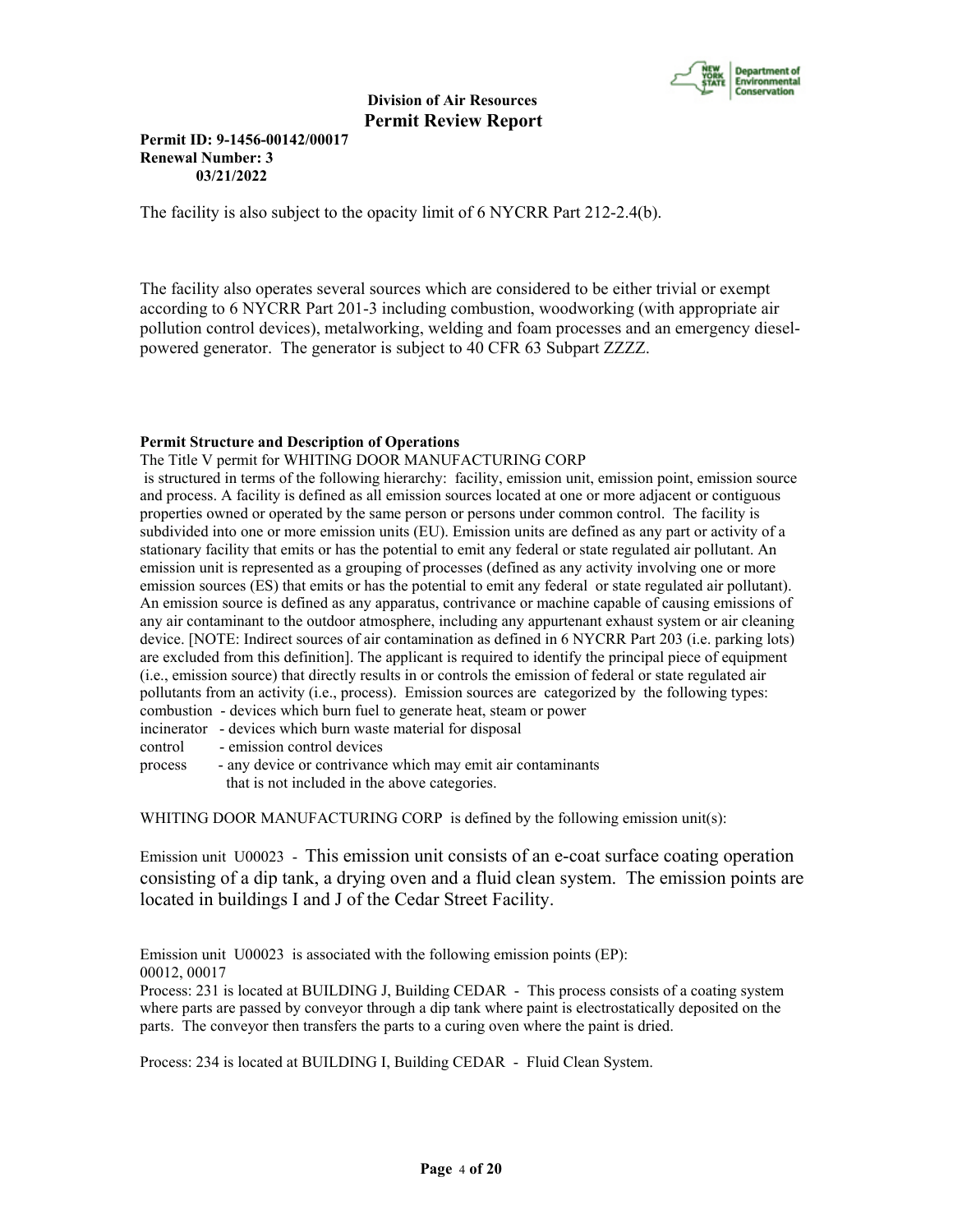The facility is also subject to the opacity limit of 6 NYCRR Part 212-2.4(b).

The facility also operates several sources which are considered to be either trivial or exempt according to 6 NYCRR Part 201-3 including combustion, woodworking (with appropriate air pollution control devices), metalworking, welding and foam processes and an emergency diesel-powered generator. The generator is subject to 40 CFR 63 Subpart ZZZZ.

**Permit Structure and Description of Operations**

The Title V permit for WHITING DOOR MANUFACTURING CORP is structured in terms of the following hierarchy: facility, emission unit, emission point, emission source and process. A facility is defined as all emission sources located at one or more adjacent or contiguous properties owned or operated by the same person or persons under common control. The facility is subdivided into one or more emission units (EU). Emission units are defined as any part or activity of a stationary facility that emits or has the potential to emit any federal or state regulated air pollutant. An emission unit is represented as a grouping of processes (defined as any activity involving one or more emission sources (ES) that emits or has the potential to emit any federal or state regulated air pollutant). An emission source is defined as any apparatus, contrivance or machine capable of causing emissions of any air contaminant to the outdoor atmosphere, including any appurtenant exhaust system or air cleaning device. [NOTE: Indirect sources of air contamination as defined in 6 NYCRR Part 203 (i.e. parking lots) are excluded from this definition]. The applicant is required to identify the principal piece of equipment (i.e., emission source) that directly results in or controls the emission of federal or state regulated air pollutants from an activity (i.e., process). Emission sources are categorized by the following types:

combustion - devices which burn fuel to generate heat, steam or power
incinerator - devices which burn waste material for disposal
control - emission control devices
process - any device or contrivance which may emit air contaminants that is not included in the above categories.

WHITING DOOR MANUFACTURING CORP is defined by the following emission unit(s):

Emission unit U00023 - This emission unit consists of an e-coat surface coating operation consisting of a dip tank, a drying oven and a fluid clean system. The emission points are located in buildings I and J of the Cedar Street Facility.

Emission unit U00023 is associated with the following emission points (EP):
00012, 00017

Process: 231 is located at BUILDING J, Building CEDAR - This process consists of a coating system where parts are passed by conveyor through a dip tank where paint is electrostatically deposited on the parts. The conveyor then transfers the parts to a curing oven where the paint is dried.

Process: 234 is located at BUILDING I, Building CEDAR - Fluid Clean System.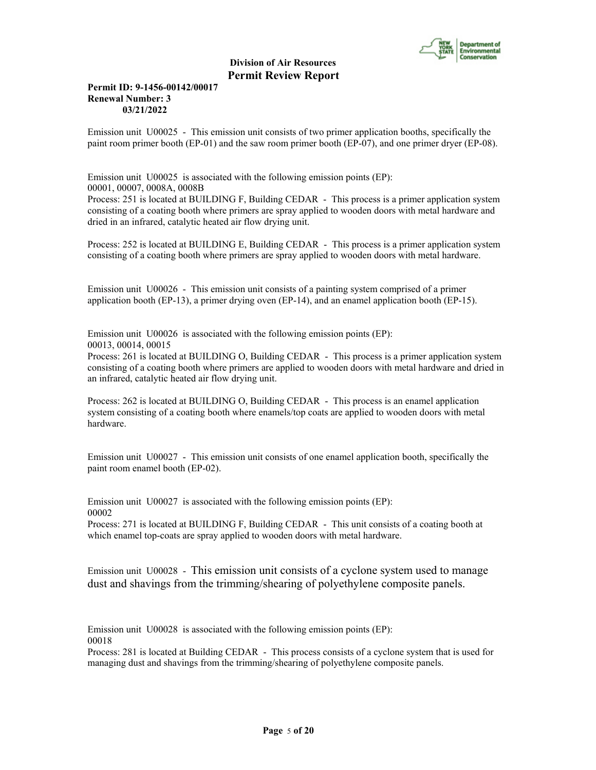Emission unit U00025 - This emission unit consists of two primer application booths, specifically the paint room primer booth (EP-01) and the saw room primer booth (EP-07), and one primer dryer (EP-08).

Emission unit U00025 is associated with the following emission points (EP):
00001, 00007, 0008A, 0008B
Process: 251 is located at BUILDING F, Building CEDAR - This process is a primer application system consisting of a coating booth where primers are spray applied to wooden doors with metal hardware and dried in an infrared, catalytic heated air flow drying unit.

Process: 252 is located at BUILDING E, Building CEDAR - This process is a primer application system consisting of a coating booth where primers are spray applied to wooden doors with metal hardware.

Emission unit U00026 - This emission unit consists of a painting system comprised of a primer application booth (EP-13), a primer drying oven (EP-14), and an enamel application booth (EP-15).

Emission unit U00026 is associated with the following emission points (EP):
00013, 00014, 00015
Process: 261 is located at BUILDING O, Building CEDAR - This process is a primer application system consisting of a coating booth where primers are applied to wooden doors with metal hardware and dried in an infrared, catalytic heated air flow drying unit.

Process: 262 is located at BUILDING O, Building CEDAR - This process is an enamel application system consisting of a coating booth where enamels/top coats are applied to wooden doors with metal hardware.

Emission unit U00027 - This emission unit consists of one enamel application booth, specifically the paint room enamel booth (EP-02).

Emission unit U00027 is associated with the following emission points (EP):
00002
Process: 271 is located at BUILDING F, Building CEDAR - This unit consists of a coating booth at which enamel top-coats are spray applied to wooden doors with metal hardware.

Emission unit U00028 - This emission unit consists of a cyclone system used to manage dust and shavings from the trimming/shearing of polyethylene composite panels.

Emission unit U00028 is associated with the following emission points (EP):
00018
Process: 281 is located at Building CEDAR - This process consists of a cyclone system that is used for managing dust and shavings from the trimming/shearing of polyethylene composite panels.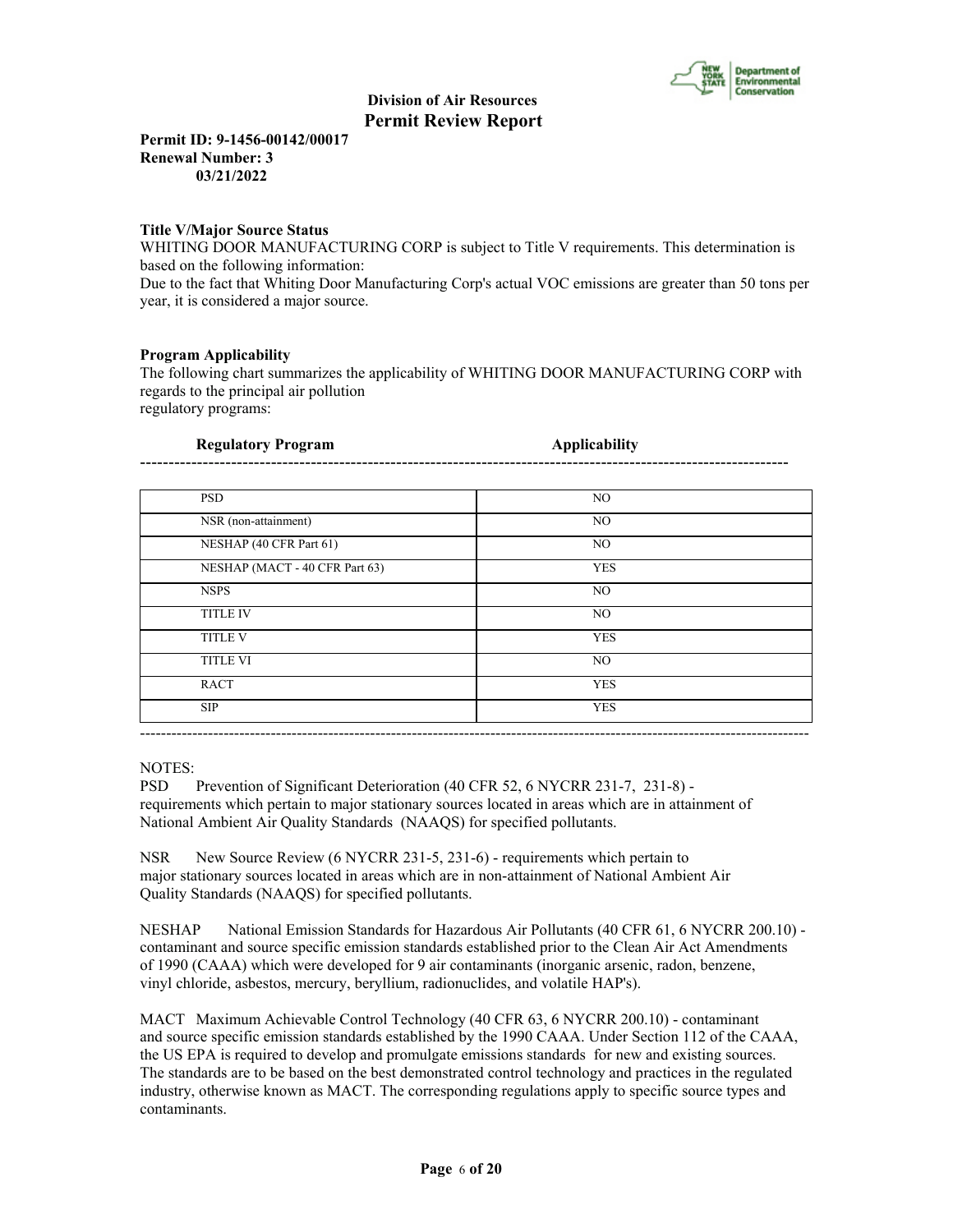**Division of Air Resources**
**Permit Review Report**

**Permit ID: 9-1456-00142/00017**
**Renewal Number: 3**
**03/21/2022**

**Title V/Major Source Status**

WHITING DOOR MANUFACTURING CORP is subject to Title V requirements. This determination is based on the following information:

Due to the fact that Whiting Door Manufacturing Corp's actual VOC emissions are greater than 50 tons per year, it is considered a major source.

**Program Applicability**

The following chart summarizes the applicability of WHITING DOOR MANUFACTURING CORP with regards to the principal air pollution regulatory programs:

| Regulatory Program | Applicability |
|---|---|
| PSD | NO |
| NSR (non-attainment) | NO |
| NESHAP (40 CFR Part 61) | NO |
| NESHAP (MACT - 40 CFR Part 63) | YES |
| NSPS | NO |
| TITLE IV | NO |
| TITLE V | YES |
| TITLE VI | NO |
| RACT | YES |
| SIP | YES |

NOTES:

PSD Prevention of Significant Deterioration (40 CFR 52, 6 NYCRR 231-7, 231-8) - requirements which pertain to major stationary sources located in areas which are in attainment of National Ambient Air Quality Standards (NAAQS) for specified pollutants.

NSR New Source Review (6 NYCRR 231-5, 231-6) - requirements which pertain to major stationary sources located in areas which are in non-attainment of National Ambient Air Quality Standards (NAAQS) for specified pollutants.

NESHAP National Emission Standards for Hazardous Air Pollutants (40 CFR 61, 6 NYCRR 200.10) - contaminant and source specific emission standards established prior to the Clean Air Act Amendments of 1990 (CAAA) which were developed for 9 air contaminants (inorganic arsenic, radon, benzene, vinyl chloride, asbestos, mercury, beryllium, radionuclides, and volatile HAP's).

MACT Maximum Achievable Control Technology (40 CFR 63, 6 NYCRR 200.10) - contaminant and source specific emission standards established by the 1990 CAAA. Under Section 112 of the CAAA, the US EPA is required to develop and promulgate emissions standards for new and existing sources. The standards are to be based on the best demonstrated control technology and practices in the regulated industry, otherwise known as MACT. The corresponding regulations apply to specific source types and contaminants.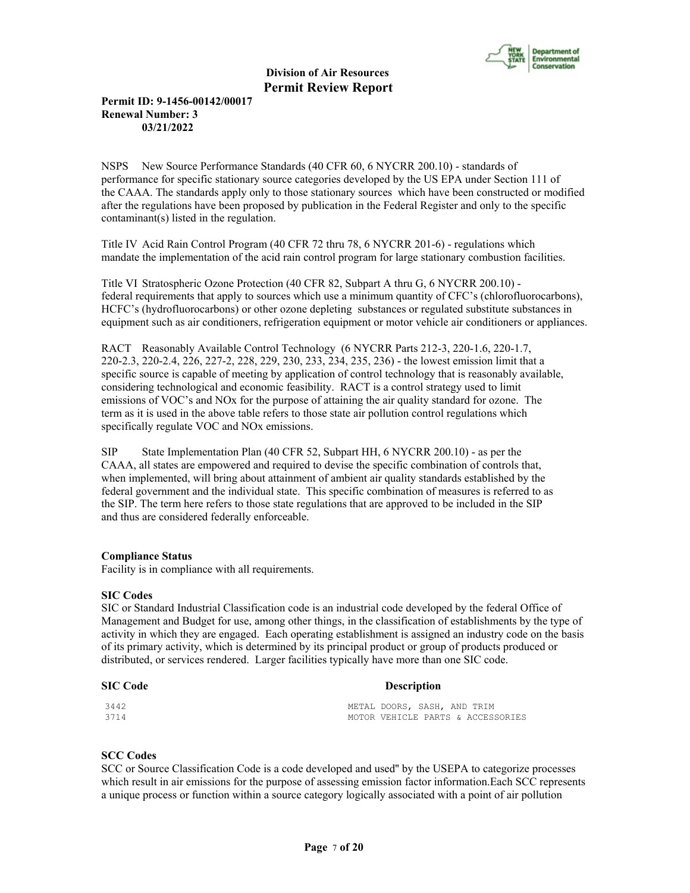NSPS New Source Performance Standards (40 CFR 60, 6 NYCRR 200.10) - standards of performance for specific stationary source categories developed by the US EPA under Section 111 of the CAAA. The standards apply only to those stationary sources which have been constructed or modified after the regulations have been proposed by publication in the Federal Register and only to the specific contaminant(s) listed in the regulation.

Title IV Acid Rain Control Program (40 CFR 72 thru 78, 6 NYCRR 201-6) - regulations which mandate the implementation of the acid rain control program for large stationary combustion facilities.

Title VI Stratospheric Ozone Protection (40 CFR 82, Subpart A thru G, 6 NYCRR 200.10) - federal requirements that apply to sources which use a minimum quantity of CFC's (chlorofluorocarbons), HCFC's (hydrofluorocarbons) or other ozone depleting substances or regulated substitute substances in equipment such as air conditioners, refrigeration equipment or motor vehicle air conditioners or appliances.

RACT Reasonably Available Control Technology (6 NYCRR Parts 212-3, 220-1.6, 220-1.7, 220-2.3, 220-2.4, 226, 227-2, 228, 229, 230, 233, 234, 235, 236) - the lowest emission limit that a specific source is capable of meeting by application of control technology that is reasonably available, considering technological and economic feasibility. RACT is a control strategy used to limit emissions of VOC's and NOx for the purpose of attaining the air quality standard for ozone. The term as it is used in the above table refers to those state air pollution control regulations which specifically regulate VOC and NOx emissions.

SIP State Implementation Plan (40 CFR 52, Subpart HH, 6 NYCRR 200.10) - as per the CAAA, all states are empowered and required to devise the specific combination of controls that, when implemented, will bring about attainment of ambient air quality standards established by the federal government and the individual state. This specific combination of measures is referred to as the SIP. The term here refers to those state regulations that are approved to be included in the SIP and thus are considered federally enforceable.

**Compliance Status**

Facility is in compliance with all requirements.

**SIC Codes**

SIC or Standard Industrial Classification code is an industrial code developed by the federal Office of Management and Budget for use, among other things, in the classification of establishments by the type of activity in which they are engaged. Each operating establishment is assigned an industry code on the basis of its primary activity, which is determined by its principal product or group of products produced or distributed, or services rendered. Larger facilities typically have more than one SIC code.

| SIC Code | Description |
|---|---|
| 3442 | METAL DOORS, SASH, AND TRIM |
| 3714 | MOTOR VEHICLE PARTS & ACCESSORIES |

**SCC Codes**

SCC or Source Classification Code is a code developed and used'' by the USEPA to categorize processes which result in air emissions for the purpose of assessing emission factor information.Each SCC represents a unique process or function within a source category logically associated with a point of air pollution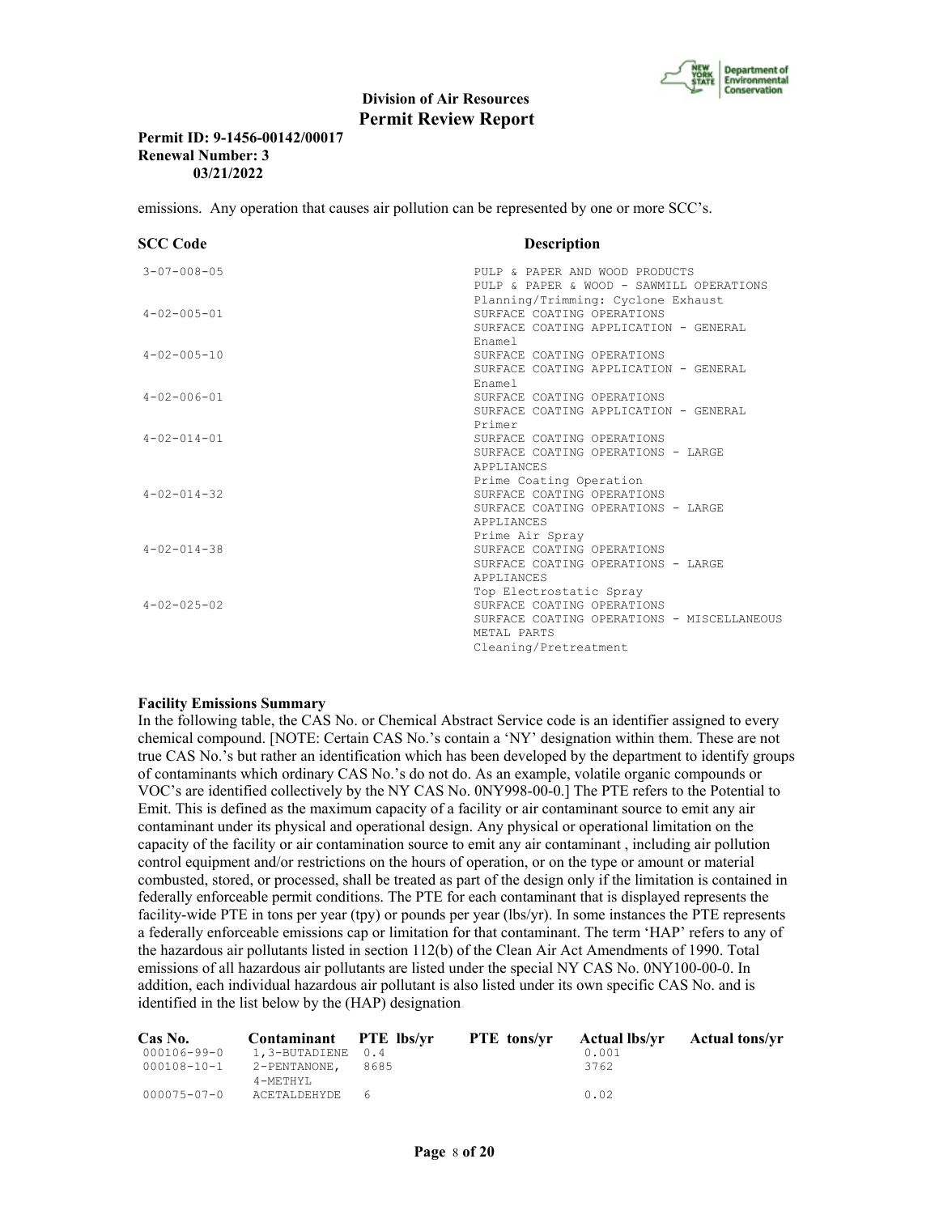emissions. Any operation that causes air pollution can be represented by one or more SCC's.

| SCC Code | Description |
|---|---|
| 3-07-008-05 | PULP & PAPER AND WOOD PRODUCTS<br>PULP & PAPER & WOOD - SAWMILL OPERATIONS<br>Planning/Trimming: Cyclone Exhaust |
| 4-02-005-01 | SURFACE COATING OPERATIONS<br>SURFACE COATING APPLICATION - GENERAL<br>Enamel |
| 4-02-005-10 | SURFACE COATING OPERATIONS<br>SURFACE COATING APPLICATION - GENERAL<br>Enamel |
| 4-02-006-01 | SURFACE COATING OPERATIONS<br>SURFACE COATING APPLICATION - GENERAL<br>Primer |
| 4-02-014-01 | SURFACE COATING OPERATIONS<br>SURFACE COATING OPERATIONS - LARGE APPLIANCES<br>Prime Coating Operation |
| 4-02-014-32 | SURFACE COATING OPERATIONS<br>SURFACE COATING OPERATIONS - LARGE APPLIANCES<br>Prime Air Spray |
| 4-02-014-38 | SURFACE COATING OPERATIONS<br>SURFACE COATING OPERATIONS - LARGE APPLIANCES<br>Top Electrostatic Spray |
| 4-02-025-02 | SURFACE COATING OPERATIONS<br>SURFACE COATING OPERATIONS - MISCELLANEOUS METAL PARTS<br>Cleaning/Pretreatment |

**Facility Emissions Summary**

In the following table, the CAS No. or Chemical Abstract Service code is an identifier assigned to every chemical compound. [NOTE: Certain CAS No.'s contain a 'NY' designation within them. These are not true CAS No.'s but rather an identification which has been developed by the department to identify groups of contaminants which ordinary CAS No.'s do not do. As an example, volatile organic compounds or VOC's are identified collectively by the NY CAS No. 0NY998-00-0.] The PTE refers to the Potential to Emit. This is defined as the maximum capacity of a facility or air contaminant source to emit any air contaminant under its physical and operational design. Any physical or operational limitation on the capacity of the facility or air contamination source to emit any air contaminant , including air pollution control equipment and/or restrictions on the hours of operation, or on the type or amount or material combusted, stored, or processed, shall be treated as part of the design only if the limitation is contained in federally enforceable permit conditions. The PTE for each contaminant that is displayed represents the facility-wide PTE in tons per year (tpy) or pounds per year (lbs/yr). In some instances the PTE represents a federally enforceable emissions cap or limitation for that contaminant. The term 'HAP' refers to any of the hazardous air pollutants listed in section 112(b) of the Clean Air Act Amendments of 1990. Total emissions of all hazardous air pollutants are listed under the special NY CAS No. 0NY100-00-0. In addition, each individual hazardous air pollutant is also listed under its own specific CAS No. and is identified in the list below by the (HAP) designation.

| Cas No. | Contaminant | PTE lbs/yr | PTE tons/yr | Actual lbs/yr | Actual tons/yr |
|---|---|---|---|---|---|
| 000106-99-0 | 1,3-BUTADIENE | 0.4 | | 0.001 | |
| 000108-10-1 | 2-PENTANONE, 4-METHYL | 8685 | | 3762 | |
| 000075-07-0 | ACETALDEHYDE | 6 | | 0.02 | |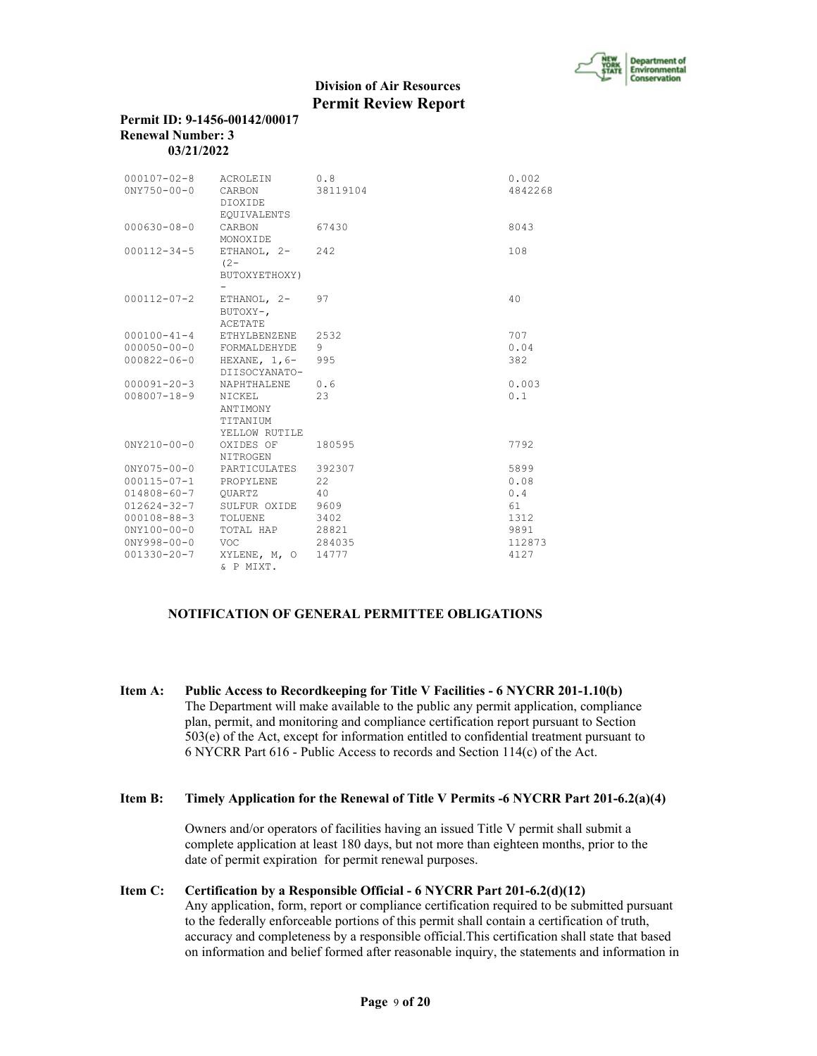| | | | |
|---|---|---|---|
| 000107-02-8 | ACROLEIN | 0.8 | 0.002 |
| 0NY750-00-0 | CARBON DIOXIDE EQUIVALENTS | 38119104 | 4842268 |
| 000630-08-0 | CARBON MONOXIDE | 67430 | 8043 |
| 000112-34-5 | ETHANOL, 2-(2-BUTOXYETHOXY)- | 242 | 108 |
| 000112-07-2 | ETHANOL, 2-BUTOXY-, ACETATE | 97 | 40 |
| 000100-41-4 | ETHYLBENZENE | 2532 | 707 |
| 000050-00-0 | FORMALDEHYDE | 9 | 0.04 |
| 000822-06-0 | HEXANE, 1,6-DIISOCYANATO- | 995 | 382 |
| 000091-20-3 | NAPHTHALENE | 0.6 | 0.003 |
| 008007-18-9 | NICKEL ANTIMONY TITANIUM YELLOW RUTILE | 23 | 0.1 |
| 0NY210-00-0 | OXIDES OF NITROGEN | 180595 | 7792 |
| 0NY075-00-0 | PARTICULATES | 392307 | 5899 |
| 000115-07-1 | PROPYLENE | 22 | 0.08 |
| 014808-60-7 | QUARTZ | 40 | 0.4 |
| 012624-32-7 | SULFUR OXIDE | 9609 | 61 |
| 000108-88-3 | TOLUENE | 3402 | 1312 |
| 0NY100-00-0 | TOTAL HAP | 28821 | 9891 |
| 0NY998-00-0 | VOC | 284035 | 112873 |
| 001330-20-7 | XYLENE, M, O & P MIXT. | 14777 | 4127 |

## NOTIFICATION OF GENERAL PERMITTEE OBLIGATIONS

**Item A: Public Access to Recordkeeping for Title V Facilities - 6 NYCRR 201-1.10(b)**
The Department will make available to the public any permit application, compliance plan, permit, and monitoring and compliance certification report pursuant to Section 503(e) of the Act, except for information entitled to confidential treatment pursuant to 6 NYCRR Part 616 - Public Access to records and Section 114(c) of the Act.

**Item B: Timely Application for the Renewal of Title V Permits -6 NYCRR Part 201-6.2(a)(4)**

Owners and/or operators of facilities having an issued Title V permit shall submit a complete application at least 180 days, but not more than eighteen months, prior to the date of permit expiration for permit renewal purposes.

**Item C: Certification by a Responsible Official - 6 NYCRR Part 201-6.2(d)(12)**
Any application, form, report or compliance certification required to be submitted pursuant to the federally enforceable portions of this permit shall contain a certification of truth, accuracy and completeness by a responsible official.This certification shall state that based on information and belief formed after reasonable inquiry, the statements and information in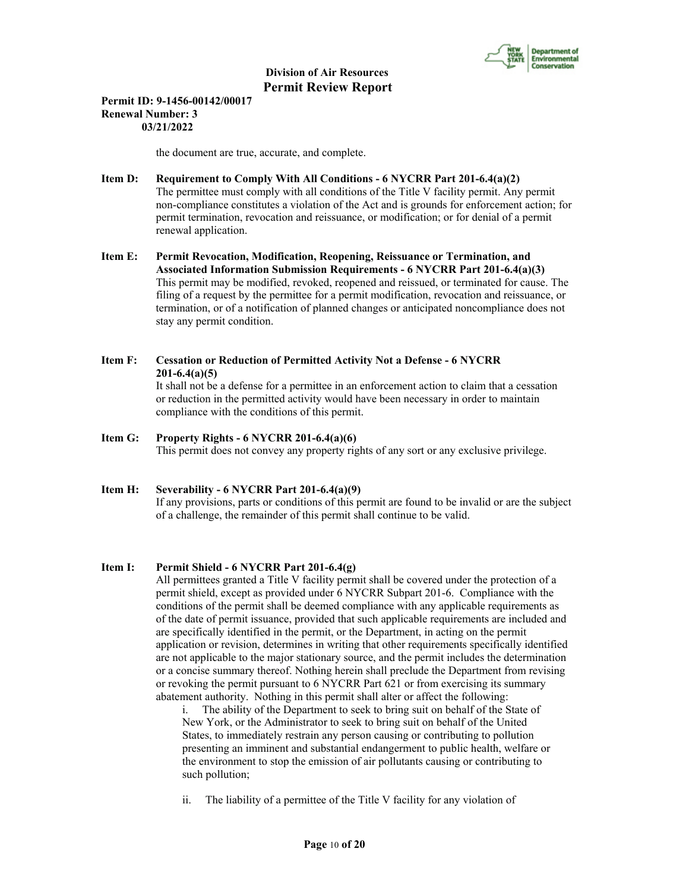the document are true, accurate, and complete.

**Item D: Requirement to Comply With All Conditions - 6 NYCRR Part 201-6.4(a)(2)**
The permittee must comply with all conditions of the Title V facility permit. Any permit non-compliance constitutes a violation of the Act and is grounds for enforcement action; for permit termination, revocation and reissuance, or modification; or for denial of a permit renewal application.

**Item E: Permit Revocation, Modification, Reopening, Reissuance or Termination, and Associated Information Submission Requirements - 6 NYCRR Part 201-6.4(a)(3)**
This permit may be modified, revoked, reopened and reissued, or terminated for cause. The filing of a request by the permittee for a permit modification, revocation and reissuance, or termination, or of a notification of planned changes or anticipated noncompliance does not stay any permit condition.

**Item F: Cessation or Reduction of Permitted Activity Not a Defense - 6 NYCRR 201-6.4(a)(5)**
It shall not be a defense for a permittee in an enforcement action to claim that a cessation or reduction in the permitted activity would have been necessary in order to maintain compliance with the conditions of this permit.

**Item G: Property Rights - 6 NYCRR 201-6.4(a)(6)**
This permit does not convey any property rights of any sort or any exclusive privilege.

**Item H: Severability - 6 NYCRR Part 201-6.4(a)(9)**
If any provisions, parts or conditions of this permit are found to be invalid or are the subject of a challenge, the remainder of this permit shall continue to be valid.

**Item I: Permit Shield - 6 NYCRR Part 201-6.4(g)**
All permittees granted a Title V facility permit shall be covered under the protection of a permit shield, except as provided under 6 NYCRR Subpart 201-6. Compliance with the conditions of the permit shall be deemed compliance with any applicable requirements as of the date of permit issuance, provided that such applicable requirements are included and are specifically identified in the permit, or the Department, in acting on the permit application or revision, determines in writing that other requirements specifically identified are not applicable to the major stationary source, and the permit includes the determination or a concise summary thereof. Nothing herein shall preclude the Department from revising or revoking the permit pursuant to 6 NYCRR Part 621 or from exercising its summary abatement authority. Nothing in this permit shall alter or affect the following:

i. The ability of the Department to seek to bring suit on behalf of the State of New York, or the Administrator to seek to bring suit on behalf of the United States, to immediately restrain any person causing or contributing to pollution presenting an imminent and substantial endangerment to public health, welfare or the environment to stop the emission of air pollutants causing or contributing to such pollution;

ii. The liability of a permittee of the Title V facility for any violation of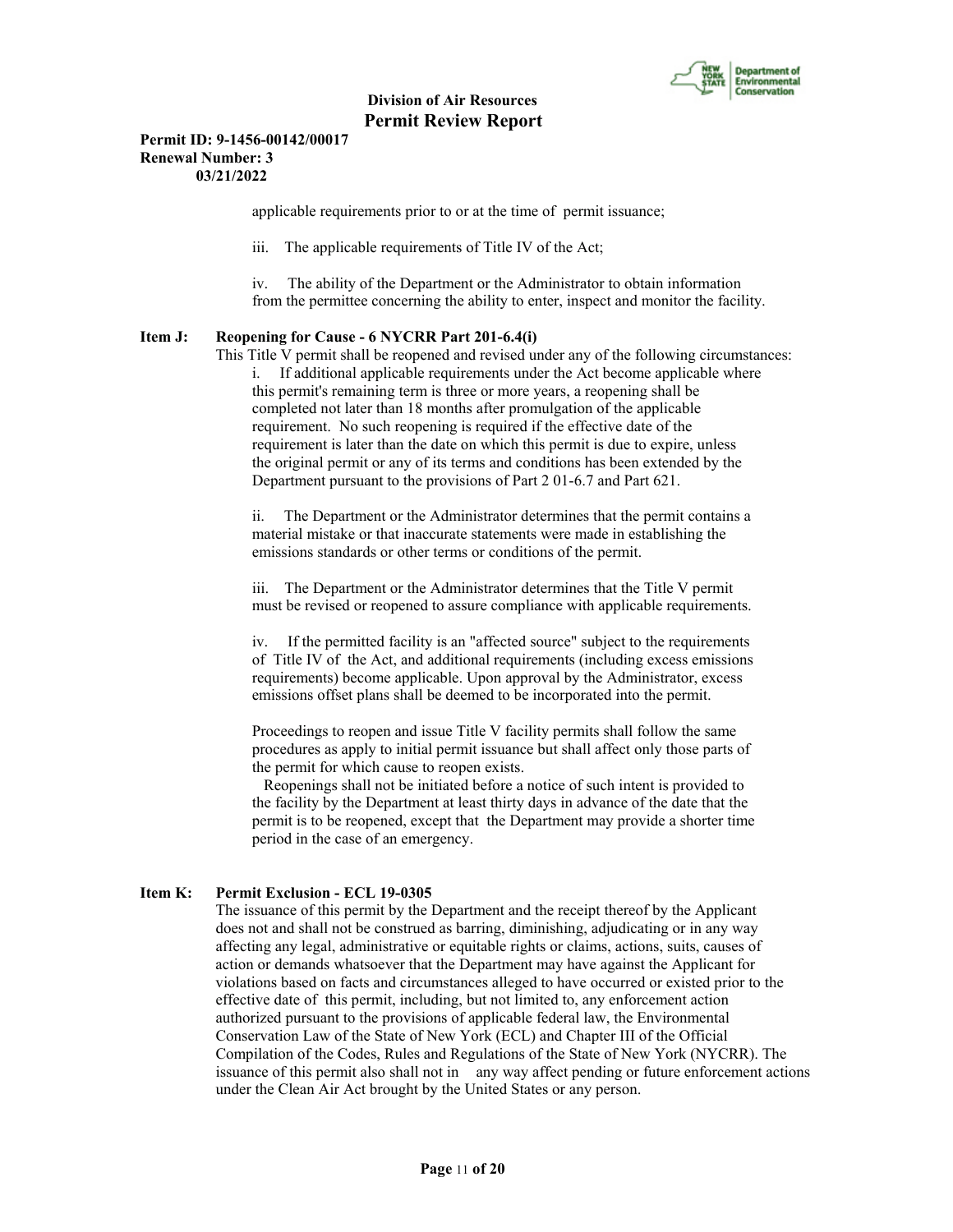applicable requirements prior to or at the time of permit issuance;

iii. The applicable requirements of Title IV of the Act;

iv. The ability of the Department or the Administrator to obtain information from the permittee concerning the ability to enter, inspect and monitor the facility.

**Item J: Reopening for Cause - 6 NYCRR Part 201-6.4(i)**

This Title V permit shall be reopened and revised under any of the following circumstances:

i. If additional applicable requirements under the Act become applicable where this permit's remaining term is three or more years, a reopening shall be completed not later than 18 months after promulgation of the applicable requirement. No such reopening is required if the effective date of the requirement is later than the date on which this permit is due to expire, unless the original permit or any of its terms and conditions has been extended by the Department pursuant to the provisions of Part 2 01-6.7 and Part 621.

ii. The Department or the Administrator determines that the permit contains a material mistake or that inaccurate statements were made in establishing the emissions standards or other terms or conditions of the permit.

iii. The Department or the Administrator determines that the Title V permit must be revised or reopened to assure compliance with applicable requirements.

iv. If the permitted facility is an "affected source" subject to the requirements of Title IV of the Act, and additional requirements (including excess emissions requirements) become applicable. Upon approval by the Administrator, excess emissions offset plans shall be deemed to be incorporated into the permit.

Proceedings to reopen and issue Title V facility permits shall follow the same procedures as apply to initial permit issuance but shall affect only those parts of the permit for which cause to reopen exists.

Reopenings shall not be initiated before a notice of such intent is provided to the facility by the Department at least thirty days in advance of the date that the permit is to be reopened, except that the Department may provide a shorter time period in the case of an emergency.

**Item K: Permit Exclusion - ECL 19-0305**

The issuance of this permit by the Department and the receipt thereof by the Applicant does not and shall not be construed as barring, diminishing, adjudicating or in any way affecting any legal, administrative or equitable rights or claims, actions, suits, causes of action or demands whatsoever that the Department may have against the Applicant for violations based on facts and circumstances alleged to have occurred or existed prior to the effective date of this permit, including, but not limited to, any enforcement action authorized pursuant to the provisions of applicable federal law, the Environmental Conservation Law of the State of New York (ECL) and Chapter III of the Official Compilation of the Codes, Rules and Regulations of the State of New York (NYCRR). The issuance of this permit also shall not in any way affect pending or future enforcement actions under the Clean Air Act brought by the United States or any person.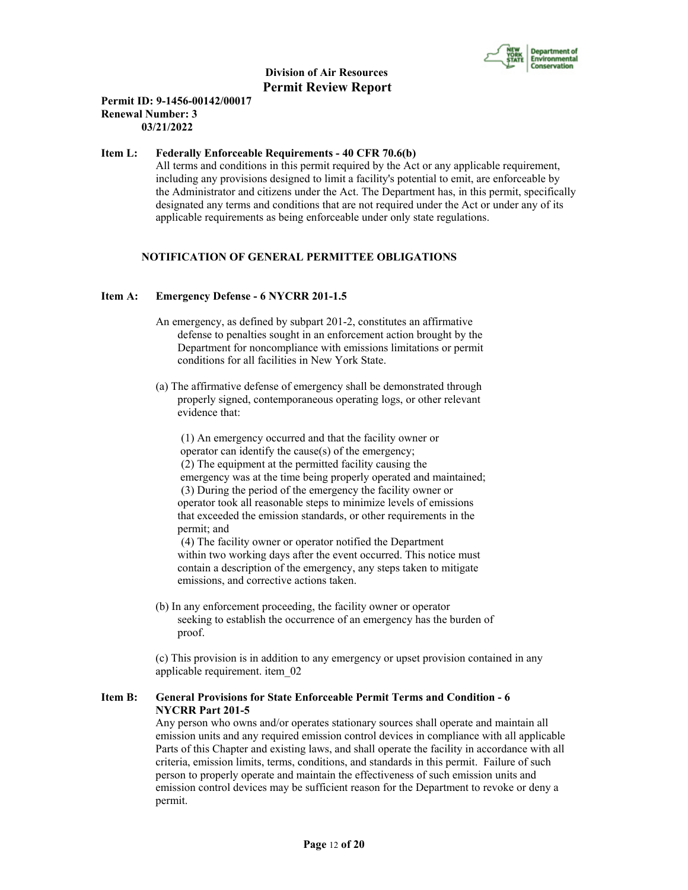**Item L: Federally Enforceable Requirements - 40 CFR 70.6(b)**

All terms and conditions in this permit required by the Act or any applicable requirement, including any provisions designed to limit a facility's potential to emit, are enforceable by the Administrator and citizens under the Act. The Department has, in this permit, specifically designated any terms and conditions that are not required under the Act or under any of its applicable requirements as being enforceable under only state regulations.

## NOTIFICATION OF GENERAL PERMITTEE OBLIGATIONS

**Item A: Emergency Defense - 6 NYCRR 201-1.5**

An emergency, as defined by subpart 201-2, constitutes an affirmative defense to penalties sought in an enforcement action brought by the Department for noncompliance with emissions limitations or permit conditions for all facilities in New York State.

(a) The affirmative defense of emergency shall be demonstrated through properly signed, contemporaneous operating logs, or other relevant evidence that:

(1) An emergency occurred and that the facility owner or operator can identify the cause(s) of the emergency;
(2) The equipment at the permitted facility causing the emergency was at the time being properly operated and maintained;
(3) During the period of the emergency the facility owner or operator took all reasonable steps to minimize levels of emissions that exceeded the emission standards, or other requirements in the permit; and
(4) The facility owner or operator notified the Department within two working days after the event occurred. This notice must contain a description of the emergency, any steps taken to mitigate emissions, and corrective actions taken.

(b) In any enforcement proceeding, the facility owner or operator seeking to establish the occurrence of an emergency has the burden of proof.

(c) This provision is in addition to any emergency or upset provision contained in any applicable requirement. item_02

**Item B: General Provisions for State Enforceable Permit Terms and Condition - 6 NYCRR Part 201-5**

Any person who owns and/or operates stationary sources shall operate and maintain all emission units and any required emission control devices in compliance with all applicable Parts of this Chapter and existing laws, and shall operate the facility in accordance with all criteria, emission limits, terms, conditions, and standards in this permit. Failure of such person to properly operate and maintain the effectiveness of such emission units and emission control devices may be sufficient reason for the Department to revoke or deny a permit.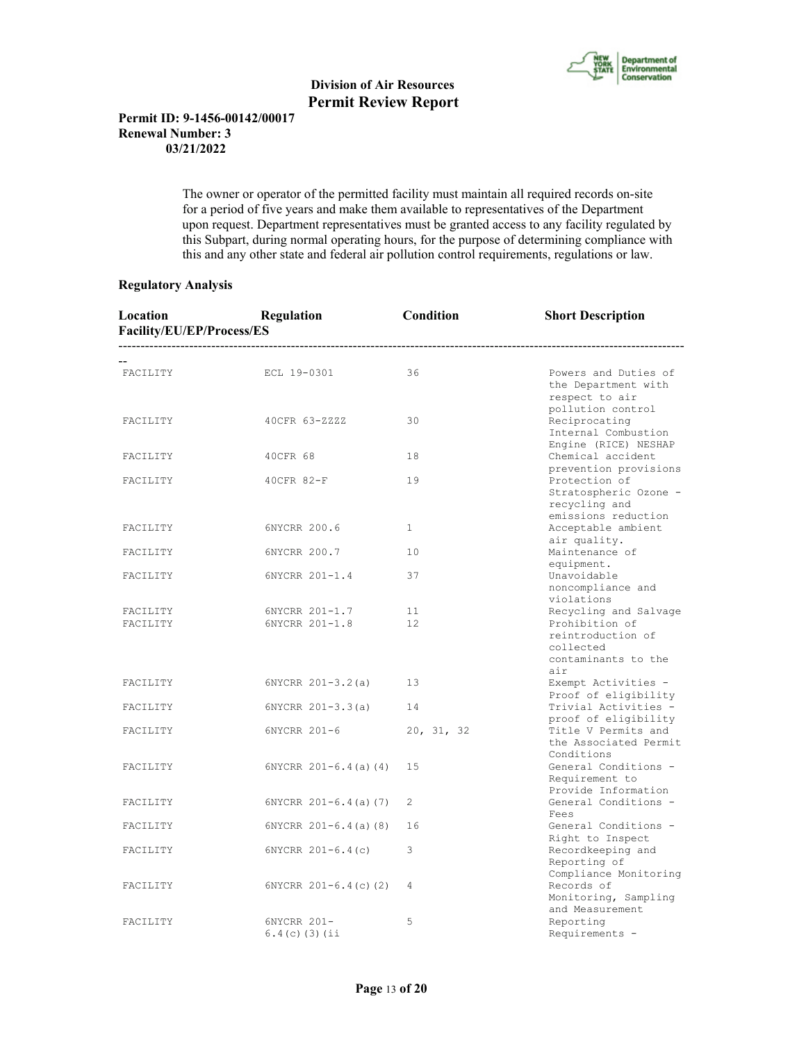**Division of Air Resources**
**Permit Review Report**

**Permit ID: 9-1456-00142/00017**
**Renewal Number: 3**
**03/21/2022**

The owner or operator of the permitted facility must maintain all required records on-site for a period of five years and make them available to representatives of the Department upon request. Department representatives must be granted access to any facility regulated by this Subpart, during normal operating hours, for the purpose of determining compliance with this and any other state and federal air pollution control requirements, regulations or law.

**Regulatory Analysis**

| Location Facility/EU/EP/Process/ES | Regulation | Condition | Short Description |
|---|---|---|---|
| FACILITY | ECL 19-0301 | 36 | Powers and Duties of the Department with respect to air pollution control |
| FACILITY | 40CFR 63-ZZZZ | 30 | Reciprocating Internal Combustion Engine (RICE) NESHAP |
| FACILITY | 40CFR 68 | 18 | Chemical accident prevention provisions |
| FACILITY | 40CFR 82-F | 19 | Protection of Stratospheric Ozone - recycling and emissions reduction |
| FACILITY | 6NYCRR 200.6 | 1 | Acceptable ambient air quality. |
| FACILITY | 6NYCRR 200.7 | 10 | Maintenance of equipment. |
| FACILITY | 6NYCRR 201-1.4 | 37 | Unavoidable noncompliance and violations |
| FACILITY | 6NYCRR 201-1.7 | 11 | Recycling and Salvage |
| FACILITY | 6NYCRR 201-1.8 | 12 | Prohibition of reintroduction of collected contaminants to the air |
| FACILITY | 6NYCRR 201-3.2(a) | 13 | Exempt Activities - Proof of eligibility |
| FACILITY | 6NYCRR 201-3.3(a) | 14 | Trivial Activities - proof of eligibility |
| FACILITY | 6NYCRR 201-6 | 20, 31, 32 | Title V Permits and the Associated Permit Conditions |
| FACILITY | 6NYCRR 201-6.4(a)(4) | 15 | General Conditions - Requirement to Provide Information |
| FACILITY | 6NYCRR 201-6.4(a)(7) | 2 | General Conditions - Fees |
| FACILITY | 6NYCRR 201-6.4(a)(8) | 16 | General Conditions - Right to Inspect |
| FACILITY | 6NYCRR 201-6.4(c) | 3 | Recordkeeping and Reporting of Compliance Monitoring |
| FACILITY | 6NYCRR 201-6.4(c)(2) | 4 | Records of Monitoring, Sampling and Measurement |
| FACILITY | 6NYCRR 201-6.4(c)(3)(ii | 5 | Reporting Requirements - |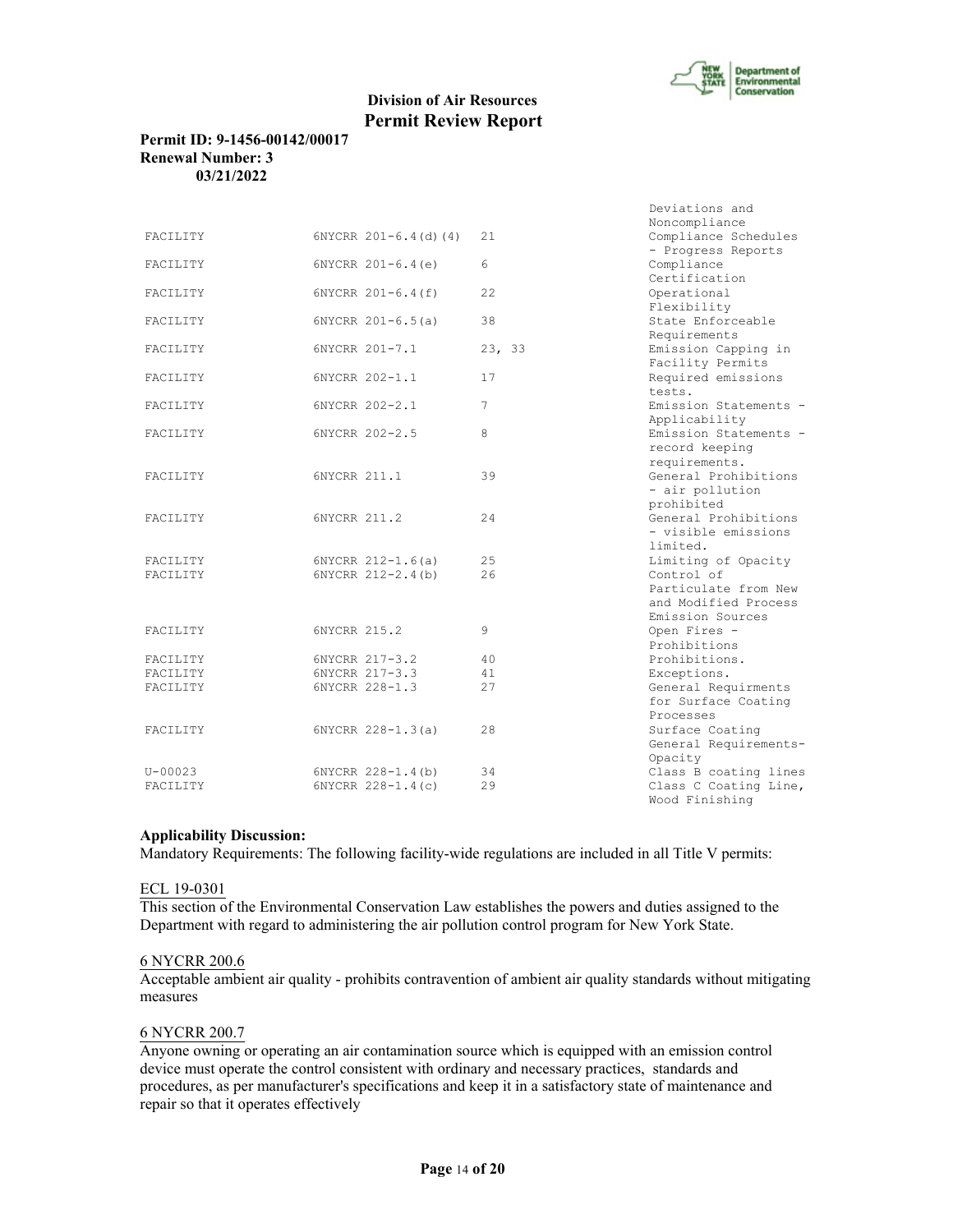**Division of Air Resources**
**Permit Review Report**

**Permit ID: 9-1456-00142/00017**
**Renewal Number: 3**
**03/21/2022**

| | | | |
|---|---|---|---|
| | | | Deviations and Noncompliance |
| FACILITY | 6NYCRR 201-6.4(d)(4) | 21 | Compliance Schedules - Progress Reports |
| FACILITY | 6NYCRR 201-6.4(e) | 6 | Compliance Certification |
| FACILITY | 6NYCRR 201-6.4(f) | 22 | Operational Flexibility |
| FACILITY | 6NYCRR 201-6.5(a) | 38 | State Enforceable Requirements |
| FACILITY | 6NYCRR 201-7.1 | 23, 33 | Emission Capping in Facility Permits |
| FACILITY | 6NYCRR 202-1.1 | 17 | Required emissions tests. |
| FACILITY | 6NYCRR 202-2.1 | 7 | Emission Statements - Applicability |
| FACILITY | 6NYCRR 202-2.5 | 8 | Emission Statements - record keeping requirements. |
| FACILITY | 6NYCRR 211.1 | 39 | General Prohibitions - air pollution prohibited |
| FACILITY | 6NYCRR 211.2 | 24 | General Prohibitions - visible emissions limited. |
| FACILITY | 6NYCRR 212-1.6(a) | 25 | Limiting of Opacity |
| FACILITY | 6NYCRR 212-2.4(b) | 26 | Control of Particulate from New and Modified Process Emission Sources |
| FACILITY | 6NYCRR 215.2 | 9 | Open Fires - Prohibitions |
| FACILITY | 6NYCRR 217-3.2 | 40 | Prohibitions. |
| FACILITY | 6NYCRR 217-3.3 | 41 | Exceptions. |
| FACILITY | 6NYCRR 228-1.3 | 27 | General Requirments for Surface Coating Processes |
| FACILITY | 6NYCRR 228-1.3(a) | 28 | Surface Coating General Requirements-Opacity |
| U-00023 | 6NYCRR 228-1.4(b) | 34 | Class B coating lines |
| FACILITY | 6NYCRR 228-1.4(c) | 29 | Class C Coating Line, Wood Finishing |

**Applicability Discussion:**

Mandatory Requirements: The following facility-wide regulations are included in all Title V permits:

ECL 19-0301

This section of the Environmental Conservation Law establishes the powers and duties assigned to the Department with regard to administering the air pollution control program for New York State.

6 NYCRR 200.6

Acceptable ambient air quality - prohibits contravention of ambient air quality standards without mitigating measures

6 NYCRR 200.7

Anyone owning or operating an air contamination source which is equipped with an emission control device must operate the control consistent with ordinary and necessary practices, standards and procedures, as per manufacturer's specifications and keep it in a satisfactory state of maintenance and repair so that it operates effectively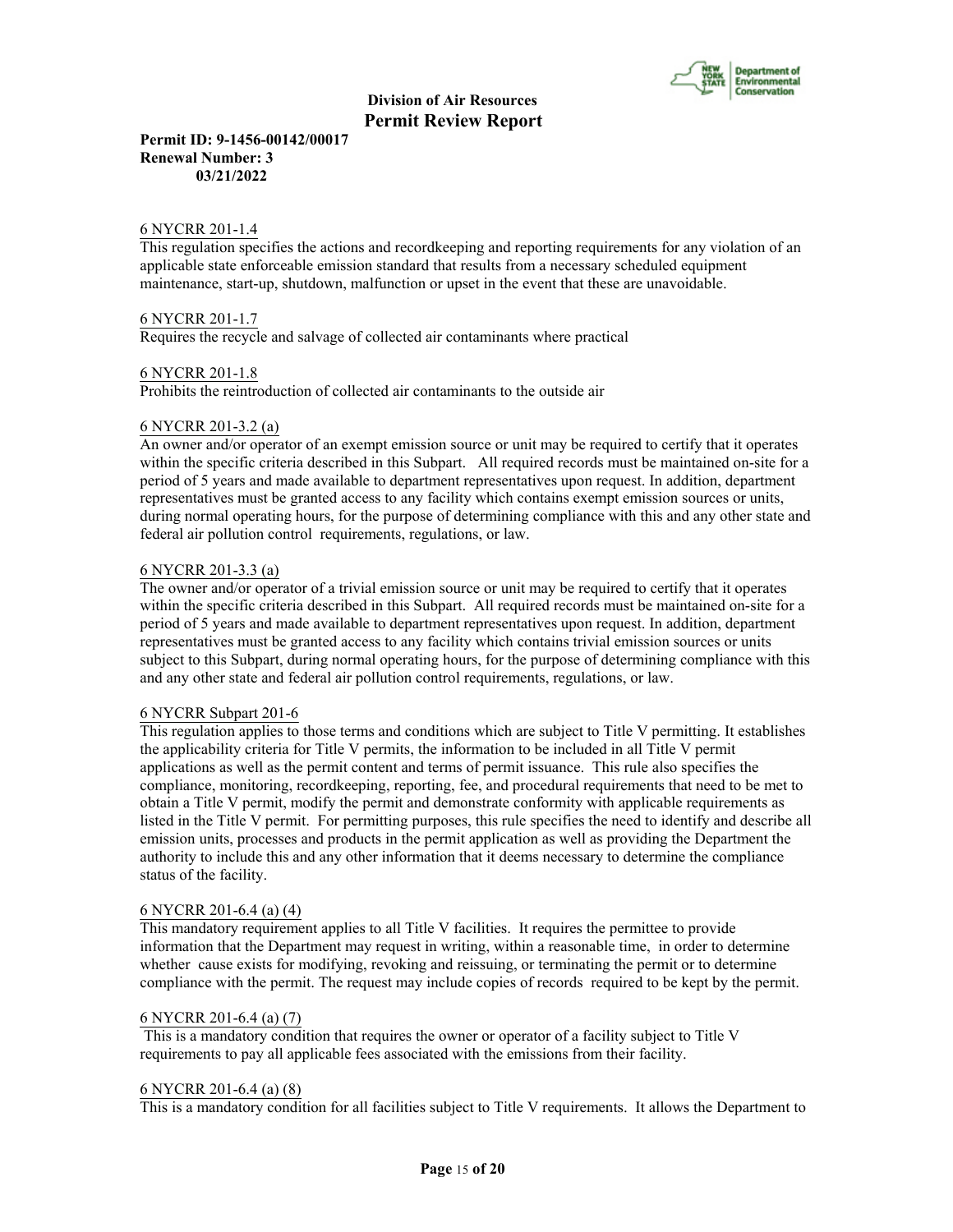6 NYCRR 201-1.4

This regulation specifies the actions and recordkeeping and reporting requirements for any violation of an applicable state enforceable emission standard that results from a necessary scheduled equipment maintenance, start-up, shutdown, malfunction or upset in the event that these are unavoidable.

6 NYCRR 201-1.7

Requires the recycle and salvage of collected air contaminants where practical

6 NYCRR 201-1.8

Prohibits the reintroduction of collected air contaminants to the outside air

6 NYCRR 201-3.2 (a)

An owner and/or operator of an exempt emission source or unit may be required to certify that it operates within the specific criteria described in this Subpart. All required records must be maintained on-site for a period of 5 years and made available to department representatives upon request. In addition, department representatives must be granted access to any facility which contains exempt emission sources or units, during normal operating hours, for the purpose of determining compliance with this and any other state and federal air pollution control requirements, regulations, or law.

6 NYCRR 201-3.3 (a)

The owner and/or operator of a trivial emission source or unit may be required to certify that it operates within the specific criteria described in this Subpart. All required records must be maintained on-site for a period of 5 years and made available to department representatives upon request. In addition, department representatives must be granted access to any facility which contains trivial emission sources or units subject to this Subpart, during normal operating hours, for the purpose of determining compliance with this and any other state and federal air pollution control requirements, regulations, or law.

6 NYCRR Subpart 201-6

This regulation applies to those terms and conditions which are subject to Title V permitting. It establishes the applicability criteria for Title V permits, the information to be included in all Title V permit applications as well as the permit content and terms of permit issuance. This rule also specifies the compliance, monitoring, recordkeeping, reporting, fee, and procedural requirements that need to be met to obtain a Title V permit, modify the permit and demonstrate conformity with applicable requirements as listed in the Title V permit. For permitting purposes, this rule specifies the need to identify and describe all emission units, processes and products in the permit application as well as providing the Department the authority to include this and any other information that it deems necessary to determine the compliance status of the facility.

6 NYCRR 201-6.4 (a) (4)

This mandatory requirement applies to all Title V facilities. It requires the permittee to provide information that the Department may request in writing, within a reasonable time, in order to determine whether cause exists for modifying, revoking and reissuing, or terminating the permit or to determine compliance with the permit. The request may include copies of records required to be kept by the permit.

6 NYCRR 201-6.4 (a) (7)

This is a mandatory condition that requires the owner or operator of a facility subject to Title V requirements to pay all applicable fees associated with the emissions from their facility.

6 NYCRR 201-6.4 (a) (8)

This is a mandatory condition for all facilities subject to Title V requirements. It allows the Department to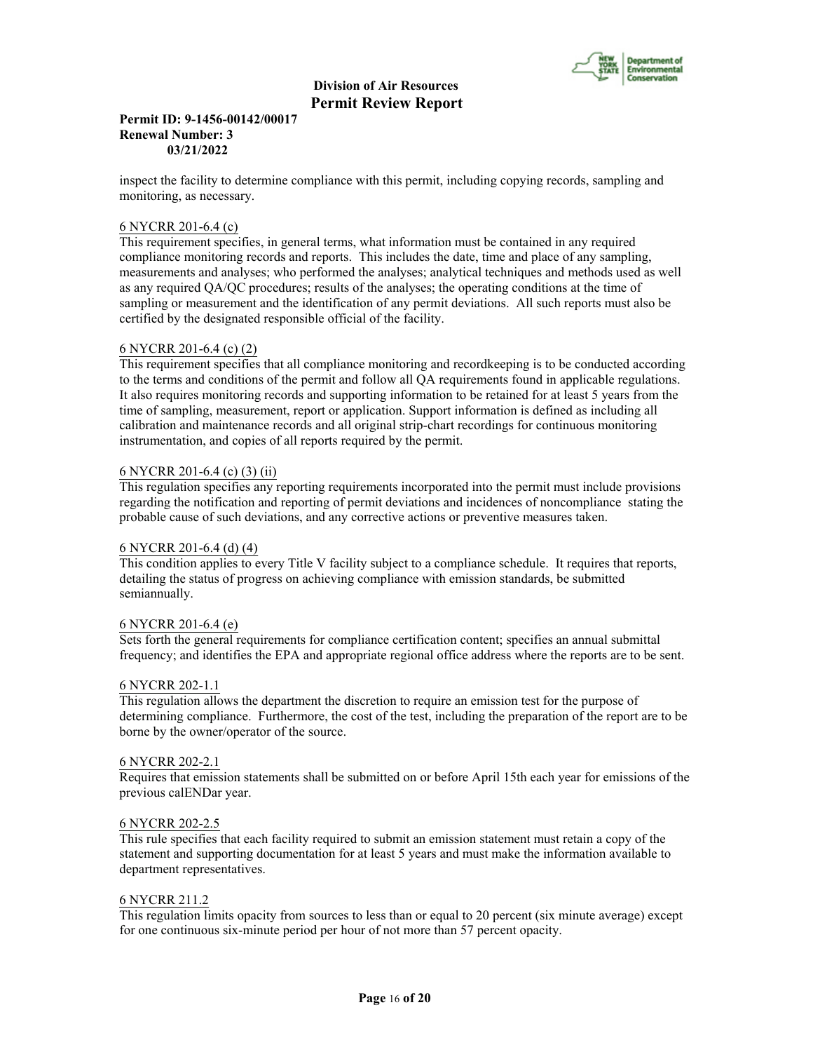inspect the facility to determine compliance with this permit, including copying records, sampling and monitoring, as necessary.

6 NYCRR 201-6.4 (c)
This requirement specifies, in general terms, what information must be contained in any required compliance monitoring records and reports. This includes the date, time and place of any sampling, measurements and analyses; who performed the analyses; analytical techniques and methods used as well as any required QA/QC procedures; results of the analyses; the operating conditions at the time of sampling or measurement and the identification of any permit deviations. All such reports must also be certified by the designated responsible official of the facility.

6 NYCRR 201-6.4 (c) (2)
This requirement specifies that all compliance monitoring and recordkeeping is to be conducted according to the terms and conditions of the permit and follow all QA requirements found in applicable regulations. It also requires monitoring records and supporting information to be retained for at least 5 years from the time of sampling, measurement, report or application. Support information is defined as including all calibration and maintenance records and all original strip-chart recordings for continuous monitoring instrumentation, and copies of all reports required by the permit.

6 NYCRR 201-6.4 (c) (3) (ii)
This regulation specifies any reporting requirements incorporated into the permit must include provisions regarding the notification and reporting of permit deviations and incidences of noncompliance stating the probable cause of such deviations, and any corrective actions or preventive measures taken.

6 NYCRR 201-6.4 (d) (4)
This condition applies to every Title V facility subject to a compliance schedule. It requires that reports, detailing the status of progress on achieving compliance with emission standards, be submitted semiannually.

6 NYCRR 201-6.4 (e)
Sets forth the general requirements for compliance certification content; specifies an annual submittal frequency; and identifies the EPA and appropriate regional office address where the reports are to be sent.

6 NYCRR 202-1.1
This regulation allows the department the discretion to require an emission test for the purpose of determining compliance. Furthermore, the cost of the test, including the preparation of the report are to be borne by the owner/operator of the source.

6 NYCRR 202-2.1
Requires that emission statements shall be submitted on or before April 15th each year for emissions of the previous calENDar year.

6 NYCRR 202-2.5
This rule specifies that each facility required to submit an emission statement must retain a copy of the statement and supporting documentation for at least 5 years and must make the information available to department representatives.

6 NYCRR 211.2
This regulation limits opacity from sources to less than or equal to 20 percent (six minute average) except for one continuous six-minute period per hour of not more than 57 percent opacity.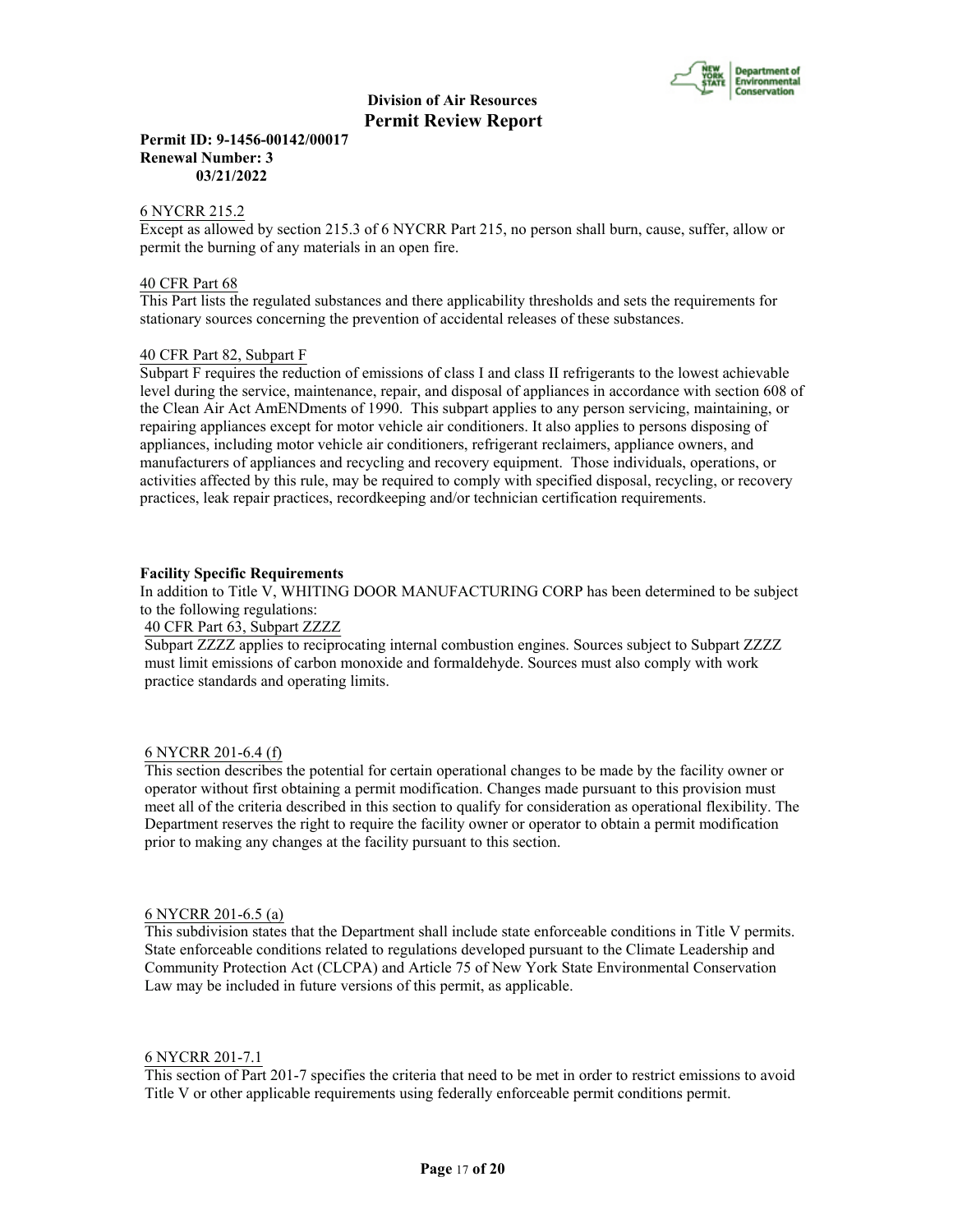6 NYCRR 215.2

Except as allowed by section 215.3 of 6 NYCRR Part 215, no person shall burn, cause, suffer, allow or permit the burning of any materials in an open fire.

40 CFR Part 68

This Part lists the regulated substances and there applicability thresholds and sets the requirements for stationary sources concerning the prevention of accidental releases of these substances.

40 CFR Part 82, Subpart F

Subpart F requires the reduction of emissions of class I and class II refrigerants to the lowest achievable level during the service, maintenance, repair, and disposal of appliances in accordance with section 608 of the Clean Air Act AmENDments of 1990. This subpart applies to any person servicing, maintaining, or repairing appliances except for motor vehicle air conditioners. It also applies to persons disposing of appliances, including motor vehicle air conditioners, refrigerant reclaimers, appliance owners, and manufacturers of appliances and recycling and recovery equipment. Those individuals, operations, or activities affected by this rule, may be required to comply with specified disposal, recycling, or recovery practices, leak repair practices, recordkeeping and/or technician certification requirements.

**Facility Specific Requirements**

In addition to Title V, WHITING DOOR MANUFACTURING CORP has been determined to be subject to the following regulations:

40 CFR Part 63, Subpart ZZZZ

Subpart ZZZZ applies to reciprocating internal combustion engines. Sources subject to Subpart ZZZZ must limit emissions of carbon monoxide and formaldehyde. Sources must also comply with work practice standards and operating limits.

6 NYCRR 201-6.4 (f)

This section describes the potential for certain operational changes to be made by the facility owner or operator without first obtaining a permit modification. Changes made pursuant to this provision must meet all of the criteria described in this section to qualify for consideration as operational flexibility. The Department reserves the right to require the facility owner or operator to obtain a permit modification prior to making any changes at the facility pursuant to this section.

6 NYCRR 201-6.5 (a)

This subdivision states that the Department shall include state enforceable conditions in Title V permits. State enforceable conditions related to regulations developed pursuant to the Climate Leadership and Community Protection Act (CLCPA) and Article 75 of New York State Environmental Conservation Law may be included in future versions of this permit, as applicable.

6 NYCRR 201-7.1

This section of Part 201-7 specifies the criteria that need to be met in order to restrict emissions to avoid Title V or other applicable requirements using federally enforceable permit conditions permit.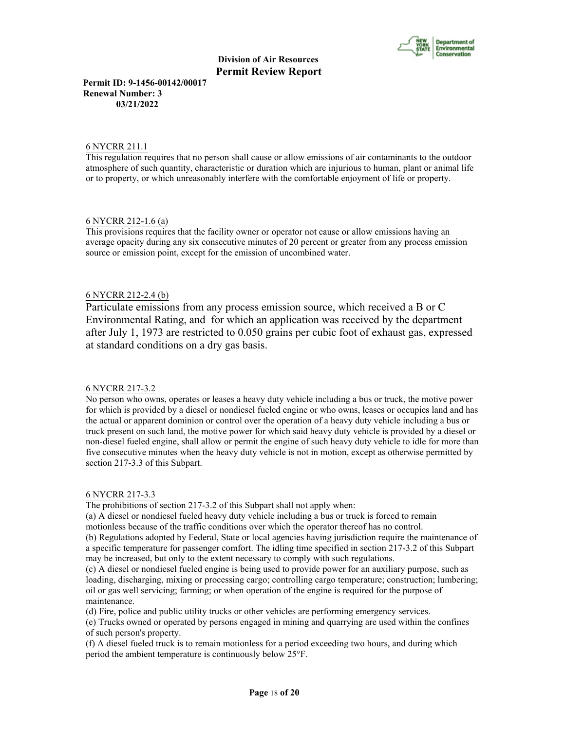6 NYCRR 211.1

This regulation requires that no person shall cause or allow emissions of air contaminants to the outdoor atmosphere of such quantity, characteristic or duration which are injurious to human, plant or animal life or to property, or which unreasonably interfere with the comfortable enjoyment of life or property.

6 NYCRR 212-1.6 (a)

This provisions requires that the facility owner or operator not cause or allow emissions having an average opacity during any six consecutive minutes of 20 percent or greater from any process emission source or emission point, except for the emission of uncombined water.

6 NYCRR 212-2.4 (b)

Particulate emissions from any process emission source, which received a B or C Environmental Rating, and for which an application was received by the department after July 1, 1973 are restricted to 0.050 grains per cubic foot of exhaust gas, expressed at standard conditions on a dry gas basis.

6 NYCRR 217-3.2

No person who owns, operates or leases a heavy duty vehicle including a bus or truck, the motive power for which is provided by a diesel or nondiesel fueled engine or who owns, leases or occupies land and has the actual or apparent dominion or control over the operation of a heavy duty vehicle including a bus or truck present on such land, the motive power for which said heavy duty vehicle is provided by a diesel or non-diesel fueled engine, shall allow or permit the engine of such heavy duty vehicle to idle for more than five consecutive minutes when the heavy duty vehicle is not in motion, except as otherwise permitted by section 217-3.3 of this Subpart.

6 NYCRR 217-3.3

The prohibitions of section 217-3.2 of this Subpart shall not apply when:

(a) A diesel or nondiesel fueled heavy duty vehicle including a bus or truck is forced to remain motionless because of the traffic conditions over which the operator thereof has no control.

(b) Regulations adopted by Federal, State or local agencies having jurisdiction require the maintenance of a specific temperature for passenger comfort. The idling time specified in section 217-3.2 of this Subpart may be increased, but only to the extent necessary to comply with such regulations.

(c) A diesel or nondiesel fueled engine is being used to provide power for an auxiliary purpose, such as loading, discharging, mixing or processing cargo; controlling cargo temperature; construction; lumbering; oil or gas well servicing; farming; or when operation of the engine is required for the purpose of maintenance.

(d) Fire, police and public utility trucks or other vehicles are performing emergency services.

(e) Trucks owned or operated by persons engaged in mining and quarrying are used within the confines of such person's property.

(f) A diesel fueled truck is to remain motionless for a period exceeding two hours, and during which period the ambient temperature is continuously below 25°F.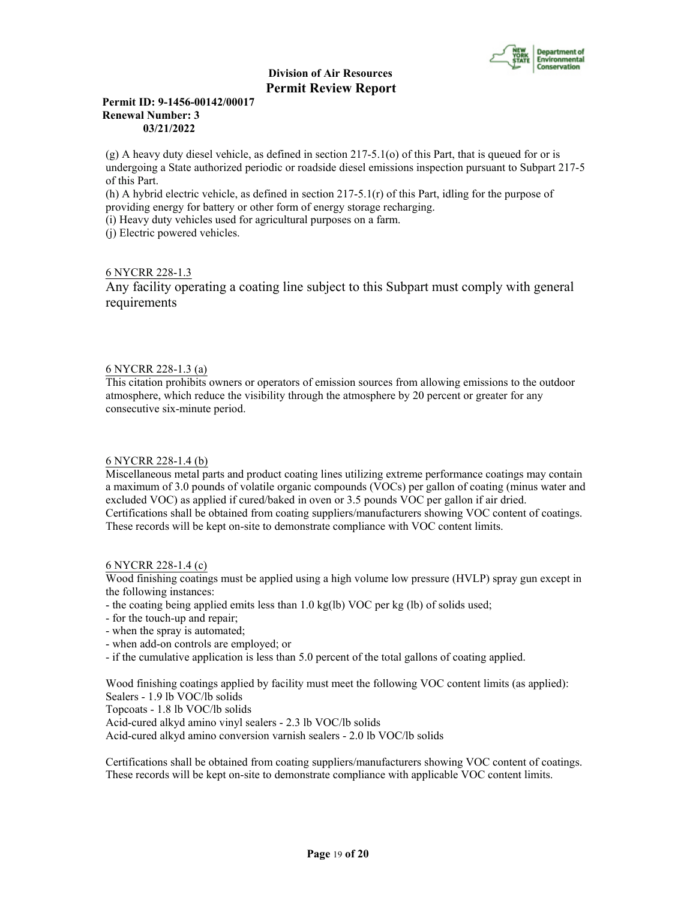(g) A heavy duty diesel vehicle, as defined in section 217-5.1(o) of this Part, that is queued for or is undergoing a State authorized periodic or roadside diesel emissions inspection pursuant to Subpart 217-5 of this Part.
(h) A hybrid electric vehicle, as defined in section 217-5.1(r) of this Part, idling for the purpose of providing energy for battery or other form of energy storage recharging.
(i) Heavy duty vehicles used for agricultural purposes on a farm.
(j) Electric powered vehicles.

6 NYCRR 228-1.3

Any facility operating a coating line subject to this Subpart must comply with general requirements

6 NYCRR 228-1.3 (a)

This citation prohibits owners or operators of emission sources from allowing emissions to the outdoor atmosphere, which reduce the visibility through the atmosphere by 20 percent or greater for any consecutive six-minute period.

6 NYCRR 228-1.4 (b)

Miscellaneous metal parts and product coating lines utilizing extreme performance coatings may contain a maximum of 3.0 pounds of volatile organic compounds (VOCs) per gallon of coating (minus water and excluded VOC) as applied if cured/baked in oven or 3.5 pounds VOC per gallon if air dried. Certifications shall be obtained from coating suppliers/manufacturers showing VOC content of coatings. These records will be kept on-site to demonstrate compliance with VOC content limits.

6 NYCRR 228-1.4 (c)

Wood finishing coatings must be applied using a high volume low pressure (HVLP) spray gun except in the following instances:
- the coating being applied emits less than 1.0 kg(lb) VOC per kg (lb) of solids used;
- for the touch-up and repair;
- when the spray is automated;
- when add-on controls are employed; or
- if the cumulative application is less than 5.0 percent of the total gallons of coating applied.

Wood finishing coatings applied by facility must meet the following VOC content limits (as applied):
Sealers - 1.9 lb VOC/lb solids
Topcoats - 1.8 lb VOC/lb solids
Acid-cured alkyd amino vinyl sealers - 2.3 lb VOC/lb solids
Acid-cured alkyd amino conversion varnish sealers - 2.0 lb VOC/lb solids

Certifications shall be obtained from coating suppliers/manufacturers showing VOC content of coatings. These records will be kept on-site to demonstrate compliance with applicable VOC content limits.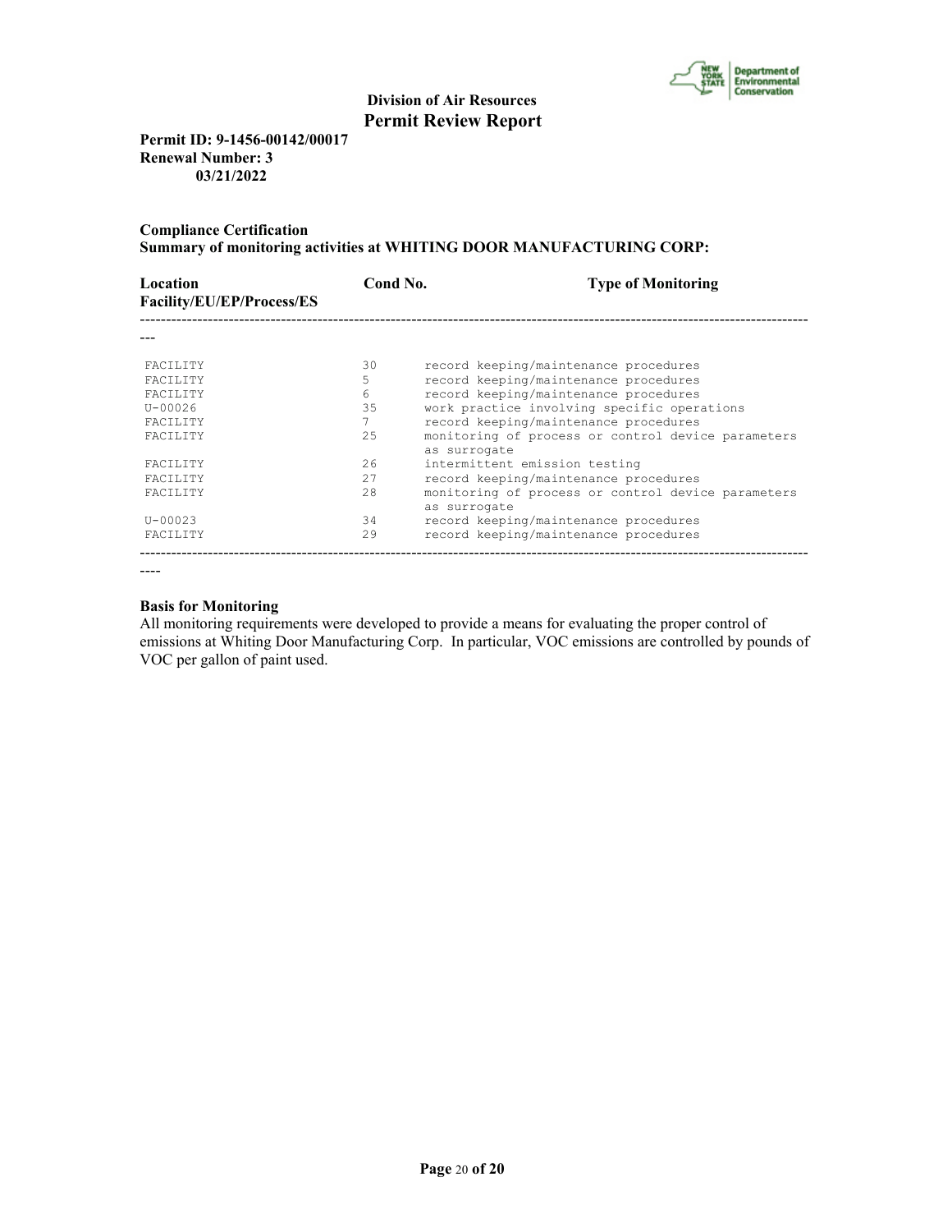**Compliance Certification**
**Summary of monitoring activities at WHITING DOOR MANUFACTURING CORP:**

| Location Facility/EU/EP/Process/ES | Cond No. | Type of Monitoring |
|---|---|---|
| FACILITY | 30 | record keeping/maintenance procedures |
| FACILITY | 5 | record keeping/maintenance procedures |
| FACILITY | 6 | record keeping/maintenance procedures |
| U-00026 | 35 | work practice involving specific operations |
| FACILITY | 7 | record keeping/maintenance procedures |
| FACILITY | 25 | monitoring of process or control device parameters as surrogate |
| FACILITY | 26 | intermittent emission testing |
| FACILITY | 27 | record keeping/maintenance procedures |
| FACILITY | 28 | monitoring of process or control device parameters as surrogate |
| U-00023 | 34 | record keeping/maintenance procedures |
| FACILITY | 29 | record keeping/maintenance procedures |

**Basis for Monitoring**

All monitoring requirements were developed to provide a means for evaluating the proper control of emissions at Whiting Door Manufacturing Corp. In particular, VOC emissions are controlled by pounds of VOC per gallon of paint used.